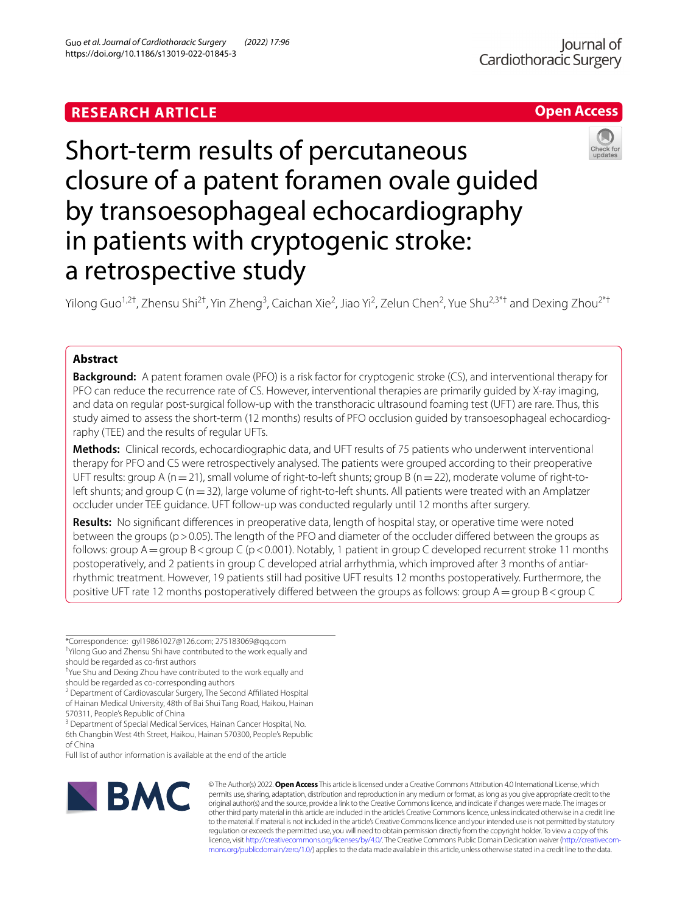RESEARCH ARTICLE

Open Access

# Short-term results of percutaneous closure of a patent foramen ovale guided by transoesophageal echocardiography in patients with cryptogenic stroke: a retrospective study

Yilong Guo[1,2†], Zhensu Shi[2†], Yin Zheng[3], Caichan Xie[2], Jiao Yi[2], Zelun Chen[2], Yue Shu[2,3*†] and Dexing Zhou[2*†]

## Abstract

**Background:** A patent foramen ovale (PFO) is a risk factor for cryptogenic stroke (CS), and interventional therapy for PFO can reduce the recurrence rate of CS. However, interventional therapies are primarily guided by X-ray imaging, and data on regular post-surgical follow-up with the transthoracic ultrasound foaming test (UFT) are rare. Thus, this study aimed to assess the short-term (12 months) results of PFO occlusion guided by transoesophageal echocardiography (TEE) and the results of regular UFTs.

**Methods:** Clinical records, echocardiographic data, and UFT results of 75 patients who underwent interventional therapy for PFO and CS were retrospectively analysed. The patients were grouped according to their preoperative UFT results: group A (n = 21), small volume of right-to-left shunts; group B (n = 22), moderate volume of right-to-left shunts; and group C (n = 32), large volume of right-to-left shunts. All patients were treated with an Amplatzer occluder under TEE guidance. UFT follow-up was conducted regularly until 12 months after surgery.

**Results:** No significant differences in preoperative data, length of hospital stay, or operative time were noted between the groups ($p > 0.05$). The length of the PFO and diameter of the occluder differed between the groups as follows: group A = group B < group C ($p < 0.001$). Notably, 1 patient in group C developed recurrent stroke 11 months postoperatively, and 2 patients in group C developed atrial arrhythmia, which improved after 3 months of antiarrhythmic treatment. However, 19 patients still had positive UFT results 12 months postoperatively. Furthermore, the positive UFT rate 12 months postoperatively differed between the groups as follows: group A = group B < group C

*Correspondence: gyl19861027@126.com; 275183069@qq.com

†Yilong Guo and Zhensu Shi have contributed to the work equally and should be regarded as co-first authors

†Yue Shu and Dexing Zhou have contributed to the work equally and should be regarded as co-corresponding authors

[2] Department of Cardiovascular Surgery, The Second Affiliated Hospital of Hainan Medical University, 48th of Bai Shui Tang Road, Haikou, Hainan 570311, People's Republic of China

[3] Department of Special Medical Services, Hainan Cancer Hospital, No. 6th Changbin West 4th Street, Haikou, Hainan 570300, People's Republic of China

Full list of author information is available at the end of the article

© The Author(s) 2022. **Open Access** This article is licensed under a Creative Commons Attribution 4.0 International License, which permits use, sharing, adaptation, distribution and reproduction in any medium or format, as long as you give appropriate credit to the original author(s) and the source, provide a link to the Creative Commons licence, and indicate if changes were made. The images or other third party material in this article are included in the article's Creative Commons licence, unless indicated otherwise in a credit line to the material. If material is not included in the article's Creative Commons licence and your intended use is not permitted by statutory regulation or exceeds the permitted use, you will need to obtain permission directly from the copyright holder. To view a copy of this licence, visit http://creativecommons.org/licenses/by/4.0/. The Creative Commons Public Domain Dedication waiver (http://creativecommons.org/publicdomain/zero/1.0/) applies to the data made available in this article, unless otherwise stated in a credit line to the data.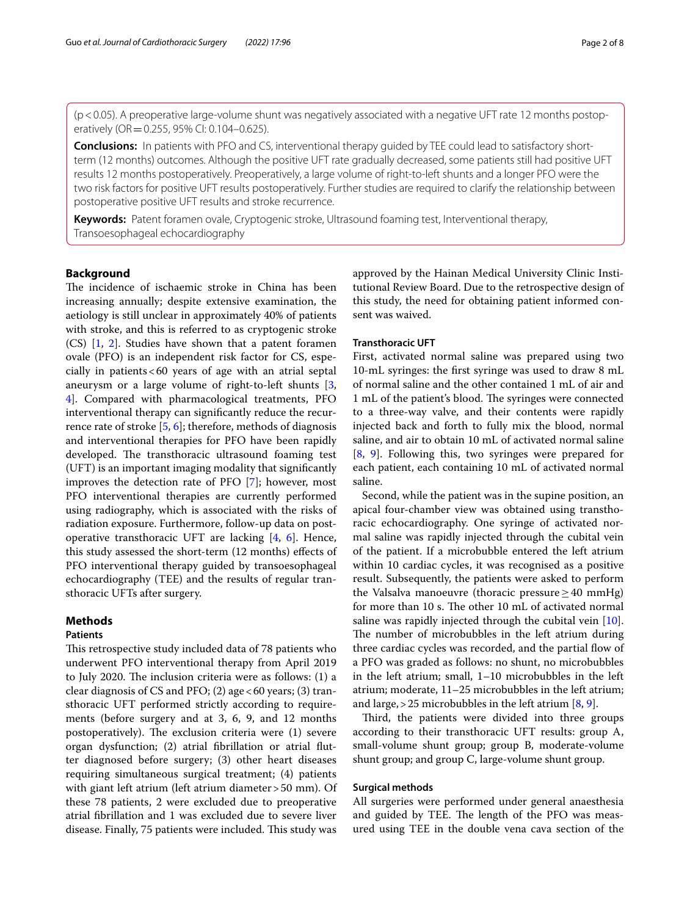($p < 0.05$). A preoperative large-volume shunt was negatively associated with a negative UFT rate 12 months postoperatively (OR = 0.255, 95% CI: 0.104–0.625).

**Conclusions:** In patients with PFO and CS, interventional therapy guided by TEE could lead to satisfactory short-term (12 months) outcomes. Although the positive UFT rate gradually decreased, some patients still had positive UFT results 12 months postoperatively. Preoperatively, a large volume of right-to-left shunts and a longer PFO were the two risk factors for positive UFT results postoperatively. Further studies are required to clarify the relationship between postoperative positive UFT results and stroke recurrence.

**Keywords:** Patent foramen ovale, Cryptogenic stroke, Ultrasound foaming test, Interventional therapy, Transoesophageal echocardiography

## Background

The incidence of ischaemic stroke in China has been increasing annually; despite extensive examination, the aetiology is still unclear in approximately 40% of patients with stroke, and this is referred to as cryptogenic stroke (CS) [1, 2]. Studies have shown that a patent foramen ovale (PFO) is an independent risk factor for CS, especially in patients < 60 years of age with an atrial septal aneurysm or a large volume of right-to-left shunts [3, 4]. Compared with pharmacological treatments, PFO interventional therapy can significantly reduce the recurrence rate of stroke [5, 6]; therefore, methods of diagnosis and interventional therapies for PFO have been rapidly developed. The transthoracic ultrasound foaming test (UFT) is an important imaging modality that significantly improves the detection rate of PFO [7]; however, most PFO interventional therapies are currently performed using radiography, which is associated with the risks of radiation exposure. Furthermore, follow-up data on postoperative transthoracic UFT are lacking [4, 6]. Hence, this study assessed the short-term (12 months) effects of PFO interventional therapy guided by transoesophageal echocardiography (TEE) and the results of regular transthoracic UFTs after surgery.

## Methods

### Patients

This retrospective study included data of 78 patients who underwent PFO interventional therapy from April 2019 to July 2020. The inclusion criteria were as follows: (1) a clear diagnosis of CS and PFO; (2) age < 60 years; (3) transthoracic UFT performed strictly according to requirements (before surgery and at 3, 6, 9, and 12 months postoperatively). The exclusion criteria were (1) severe organ dysfunction; (2) atrial fibrillation or atrial flutter diagnosed before surgery; (3) other heart diseases requiring simultaneous surgical treatment; (4) patients with giant left atrium (left atrium diameter > 50 mm). Of these 78 patients, 2 were excluded due to preoperative atrial fibrillation and 1 was excluded due to severe liver disease. Finally, 75 patients were included. This study was approved by the Hainan Medical University Clinic Institutional Review Board. Due to the retrospective design of this study, the need for obtaining patient informed consent was waived.

### Transthoracic UFT

First, activated normal saline was prepared using two 10-mL syringes: the first syringe was used to draw 8 mL of normal saline and the other contained 1 mL of air and 1 mL of the patient's blood. The syringes were connected to a three-way valve, and their contents were rapidly injected back and forth to fully mix the blood, normal saline, and air to obtain 10 mL of activated normal saline [8, 9]. Following this, two syringes were prepared for each patient, each containing 10 mL of activated normal saline.

Second, while the patient was in the supine position, an apical four-chamber view was obtained using transthoracic echocardiography. One syringe of activated normal saline was rapidly injected through the cubital vein of the patient. If a microbubble entered the left atrium within 10 cardiac cycles, it was recognised as a positive result. Subsequently, the patients were asked to perform the Valsalva manoeuvre (thoracic pressure ≥ 40 mmHg) for more than 10 s. The other 10 mL of activated normal saline was rapidly injected through the cubital vein [10]. The number of microbubbles in the left atrium during three cardiac cycles was recorded, and the partial flow of a PFO was graded as follows: no shunt, no microbubbles in the left atrium; small, 1–10 microbubbles in the left atrium; moderate, 11–25 microbubbles in the left atrium; and large, > 25 microbubbles in the left atrium [8, 9].

Third, the patients were divided into three groups according to their transthoracic UFT results: group A, small-volume shunt group; group B, moderate-volume shunt group; and group C, large-volume shunt group.

### Surgical methods

All surgeries were performed under general anaesthesia and guided by TEE. The length of the PFO was measured using TEE in the double vena cava section of the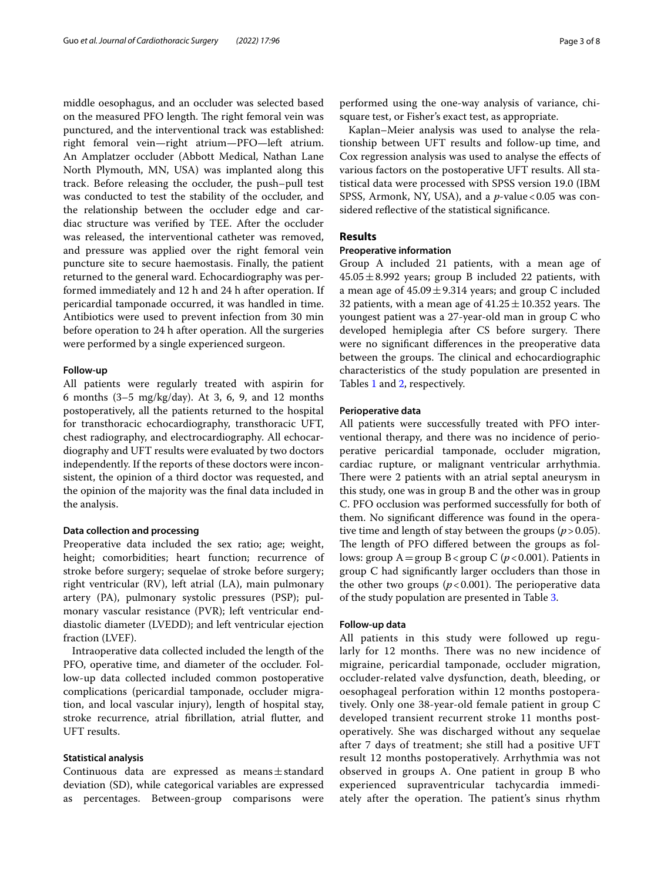middle oesophagus, and an occluder was selected based on the measured PFO length. The right femoral vein was punctured, and the interventional track was established: right femoral vein—right atrium—PFO—left atrium. An Amplatzer occluder (Abbott Medical, Nathan Lane North Plymouth, MN, USA) was implanted along this track. Before releasing the occluder, the push–pull test was conducted to test the stability of the occluder, and the relationship between the occluder edge and cardiac structure was verified by TEE. After the occluder was released, the interventional catheter was removed, and pressure was applied over the right femoral vein puncture site to secure haemostasis. Finally, the patient returned to the general ward. Echocardiography was performed immediately and 12 h and 24 h after operation. If pericardial tamponade occurred, it was handled in time. Antibiotics were used to prevent infection from 30 min before operation to 24 h after operation. All the surgeries were performed by a single experienced surgeon.

#### Follow-up

All patients were regularly treated with aspirin for 6 months (3–5 mg/kg/day). At 3, 6, 9, and 12 months postoperatively, all the patients returned to the hospital for transthoracic echocardiography, transthoracic UFT, chest radiography, and electrocardiography. All echocardiography and UFT results were evaluated by two doctors independently. If the reports of these doctors were inconsistent, the opinion of a third doctor was requested, and the opinion of the majority was the final data included in the analysis.

#### Data collection and processing

Preoperative data included the sex ratio; age; weight, height; comorbidities; heart function; recurrence of stroke before surgery; sequelae of stroke before surgery; right ventricular (RV), left atrial (LA), main pulmonary artery (PA), pulmonary systolic pressures (PSP); pulmonary vascular resistance (PVR); left ventricular end-diastolic diameter (LVEDD); and left ventricular ejection fraction (LVEF).

Intraoperative data collected included the length of the PFO, operative time, and diameter of the occluder. Follow-up data collected included common postoperative complications (pericardial tamponade, occluder migration, and local vascular injury), length of hospital stay, stroke recurrence, atrial fibrillation, atrial flutter, and UFT results.

#### Statistical analysis

Continuous data are expressed as means ± standard deviation (SD), while categorical variables are expressed as percentages. Between-group comparisons were performed using the one-way analysis of variance, chi-square test, or Fisher's exact test, as appropriate.

Kaplan–Meier analysis was used to analyse the relationship between UFT results and follow-up time, and Cox regression analysis was used to analyse the effects of various factors on the postoperative UFT results. All statistical data were processed with SPSS version 19.0 (IBM SPSS, Armonk, NY, USA), and a *p*-value < 0.05 was considered reflective of the statistical significance.

## Results

#### Preoperative information

Group A included 21 patients, with a mean age of $45.05 \pm 8.992$ years; group B included 22 patients, with a mean age of $45.09 \pm 9.314$ years; and group C included 32 patients, with a mean age of $41.25 \pm 10.352$ years. The youngest patient was a 27-year-old man in group C who developed hemiplegia after CS before surgery. There were no significant differences in the preoperative data between the groups. The clinical and echocardiographic characteristics of the study population are presented in Tables 1 and 2, respectively.

#### Perioperative data

All patients were successfully treated with PFO interventional therapy, and there was no incidence of perioperative pericardial tamponade, occluder migration, cardiac rupture, or malignant ventricular arrhythmia. There were 2 patients with an atrial septal aneurysm in this study, one was in group B and the other was in group C. PFO occlusion was performed successfully for both of them. No significant difference was found in the operative time and length of stay between the groups ($p > 0.05$). The length of PFO differed between the groups as follows: group A = group B < group C ($p < 0.001$). Patients in group C had significantly larger occluders than those in the other two groups ($p < 0.001$). The perioperative data of the study population are presented in Table 3.

#### Follow-up data

All patients in this study were followed up regularly for 12 months. There was no new incidence of migraine, pericardial tamponade, occluder migration, occluder-related valve dysfunction, death, bleeding, or oesophageal perforation within 12 months postoperatively. Only one 38-year-old female patient in group C developed transient recurrent stroke 11 months postoperatively. She was discharged without any sequelae after 7 days of treatment; she still had a positive UFT result 12 months postoperatively. Arrhythmia was not observed in groups A. One patient in group B who experienced supraventricular tachycardia immediately after the operation. The patient's sinus rhythm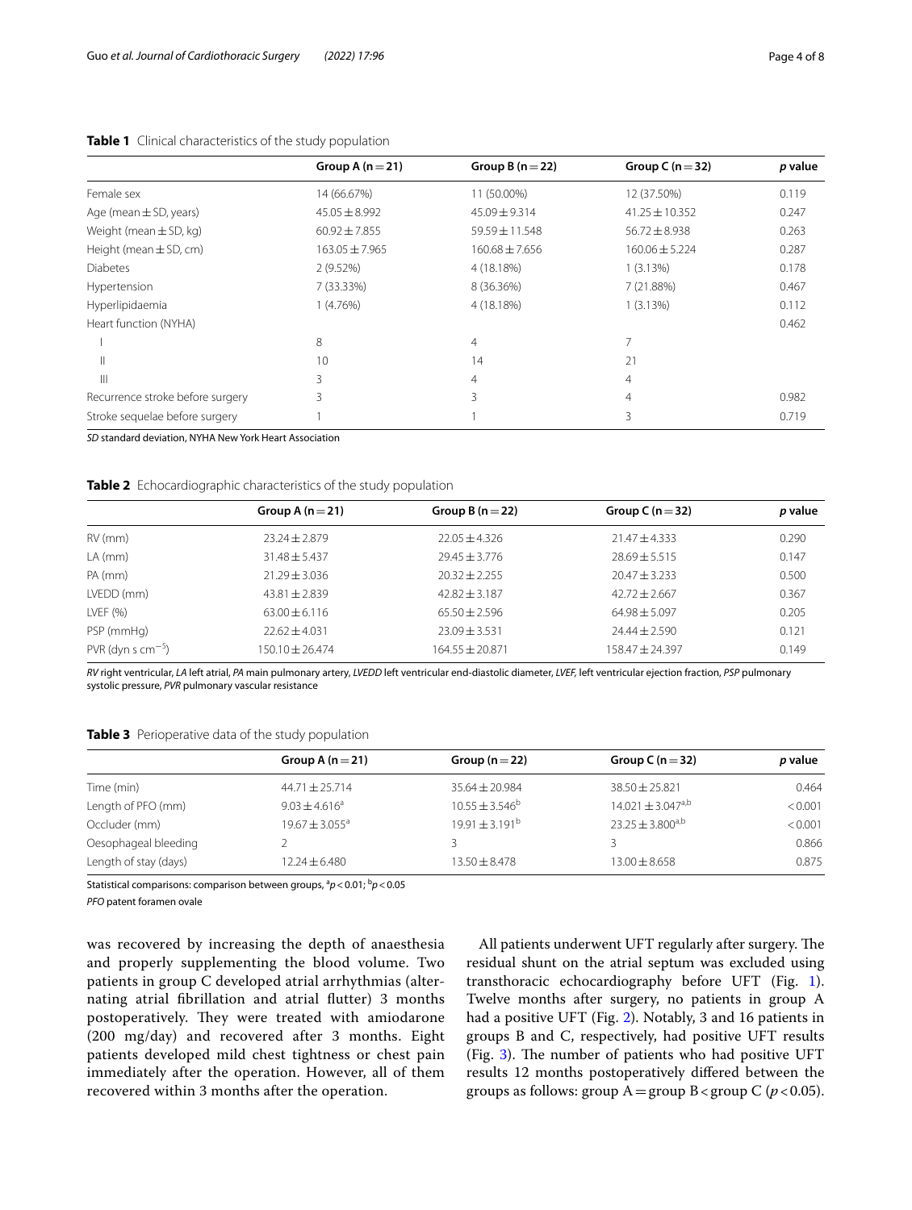**Table 1** Clinical characteristics of the study population

| | Group A (n = 21) | Group B (n = 22) | Group C (n = 32) | *p* value |
|---|---|---|---|---|
| Female sex | 14 (66.67%) | 11 (50.00%) | 12 (37.50%) | 0.119 |
| Age (mean ± SD, years) | 45.05 ± 8.992 | 45.09 ± 9.314 | 41.25 ± 10.352 | 0.247 |
| Weight (mean ± SD, kg) | 60.92 ± 7.855 | 59.59 ± 11.548 | 56.72 ± 8.938 | 0.263 |
| Height (mean ± SD, cm) | 163.05 ± 7.965 | 160.68 ± 7.656 | 160.06 ± 5.224 | 0.287 |
| Diabetes | 2 (9.52%) | 4 (18.18%) | 1 (3.13%) | 0.178 |
| Hypertension | 7 (33.33%) | 8 (36.36%) | 7 (21.88%) | 0.467 |
| Hyperlipidaemia | 1 (4.76%) | 4 (18.18%) | 1 (3.13%) | 0.112 |
| Heart function (NYHA) | | | | 0.462 |
| I | 8 | 4 | 7 | |
| II | 10 | 14 | 21 | |
| III | 3 | 4 | 4 | |
| Recurrence stroke before surgery | 3 | 3 | 4 | 0.982 |
| Stroke sequelae before surgery | 1 | 1 | 3 | 0.719 |

*SD* standard deviation, *NYHA* New York Heart Association

**Table 2** Echocardiographic characteristics of the study population

| | Group A (n = 21) | Group B (n = 22) | Group C (n = 32) | *p* value |
|---|---|---|---|---|
| RV (mm) | 23.24 ± 2.879 | 22.05 ± 4.326 | 21.47 ± 4.333 | 0.290 |
| LA (mm) | 31.48 ± 5.437 | 29.45 ± 3.776 | 28.69 ± 5.515 | 0.147 |
| PA (mm) | 21.29 ± 3.036 | 20.32 ± 2.255 | 20.47 ± 3.233 | 0.500 |
| LVEDD (mm) | 43.81 ± 2.839 | 42.82 ± 3.187 | 42.72 ± 2.667 | 0.367 |
| LVEF (%) | 63.00 ± 6.116 | 65.50 ± 2.596 | 64.98 ± 5.097 | 0.205 |
| PSP (mmHg) | 22.62 ± 4.031 | 23.09 ± 3.531 | 24.44 ± 2.590 | 0.121 |
| PVR (dyn s $cm^{-5}$) | 150.10 ± 26.474 | 164.55 ± 20.871 | 158.47 ± 24.397 | 0.149 |

*RV* right ventricular, *LA* left atrial, *PA* main pulmonary artery, *LVEDD* left ventricular end-diastolic diameter, *LVEF*, left ventricular ejection fraction, *PSP* pulmonary systolic pressure, *PVR* pulmonary vascular resistance

**Table 3** Perioperative data of the study population

| | Group A (n = 21) | Group (n = 22) | Group C (n = 32) | *p* value |
|---|---|---|---|---|
| Time (min) | 44.71 ± 25.714 | 35.64 ± 20.984 | 38.50 ± 25.821 | 0.464 |
| Length of PFO (mm) | 9.03 ± 4.616[a] | 10.55 ± 3.546[b] | 14.021 ± 3.047[a,b] | < 0.001 |
| Occluder (mm) | 19.67 ± 3.055[a] | 19.91 ± 3.191[b] | 23.25 ± 3.800[a,b] | < 0.001 |
| Oesophageal bleeding | 2 | 3 | 3 | 0.866 |
| Length of stay (days) | 12.24 ± 6.480 | 13.50 ± 8.478 | 13.00 ± 8.658 | 0.875 |

Statistical comparisons: comparison between groups, [a]$p < 0.01$; [b]$p < 0.05$

*PFO* patent foramen ovale

was recovered by increasing the depth of anaesthesia and properly supplementing the blood volume. Two patients in group C developed atrial arrhythmias (alternating atrial fibrillation and atrial flutter) 3 months postoperatively. They were treated with amiodarone (200 mg/day) and recovered after 3 months. Eight patients developed mild chest tightness or chest pain immediately after the operation. However, all of them recovered within 3 months after the operation.

All patients underwent UFT regularly after surgery. The residual shunt on the atrial septum was excluded using transthoracic echocardiography before UFT (Fig. 1). Twelve months after surgery, no patients in group A had a positive UFT (Fig. 2). Notably, 3 and 16 patients in groups B and C, respectively, had positive UFT results (Fig. 3). The number of patients who had positive UFT results 12 months postoperatively differed between the groups as follows: group A = group B < group C ($p < 0.05$).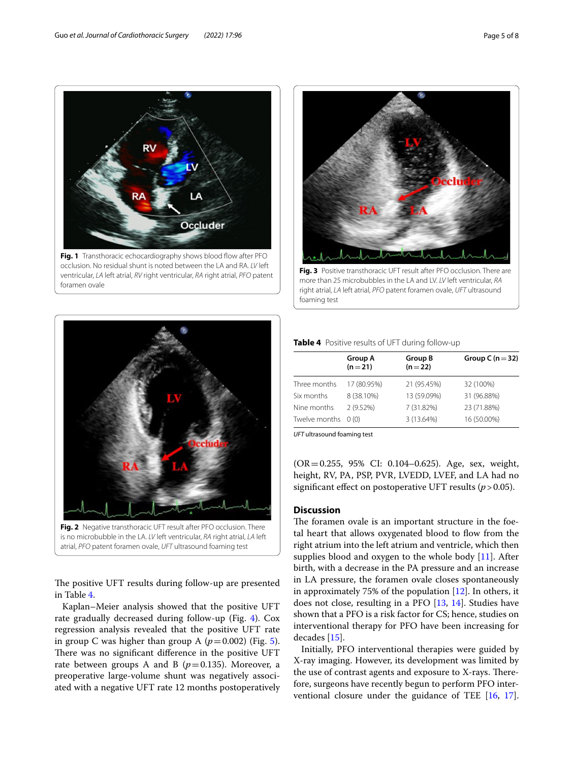**Fig. 1** Transthoracic echocardiography shows blood flow after PFO occlusion. No residual shunt is noted between the LA and RA. *LV* left ventricular, *LA* left atrial, *RV* right ventricular, *RA* right atrial, *PFO* patent foramen ovale

**Fig. 2** Negative transthoracic UFT result after PFO occlusion. There is no microbubble in the LA. *LV* left ventricular, *RA* right atrial, *LA* left atrial, *PFO* patent foramen ovale, *UFT* ultrasound foaming test

The positive UFT results during follow-up are presented in Table 4.

Kaplan–Meier analysis showed that the positive UFT rate gradually decreased during follow-up (Fig. 4). Cox regression analysis revealed that the positive UFT rate in group C was higher than group A ($p = 0.002$) (Fig. 5). There was no significant difference in the positive UFT rate between groups A and B ($p = 0.135$). Moreover, a preoperative large-volume shunt was negatively associated with a negative UFT rate 12 months postoperatively (OR = 0.255, 95% CI: 0.104–0.625). Age, sex, weight, height, RV, PA, PSP, PVR, LVEDD, LVEF, and LA had no significant effect on postoperative UFT results ($p > 0.05$).

**Fig. 3** Positive transthoracic UFT result after PFO occlusion. There are more than 25 microbubbles in the LA and LV. *LV* left ventricular, *RA* right atrial, *LA* left atrial, *PFO* patent foramen ovale, *UFT* ultrasound foaming test

**Table 4** Positive results of UFT during follow-up

| | Group A (n = 21) | Group B (n = 22) | Group C (n = 32) |
|---|---|---|---|
| Three months | 17 (80.95%) | 21 (95.45%) | 32 (100%) |
| Six months | 8 (38.10%) | 13 (59.09%) | 31 (96.88%) |
| Nine months | 2 (9.52%) | 7 (31.82%) | 23 (71.88%) |
| Twelve months | 0 (0) | 3 (13.64%) | 16 (50.00%) |

*UFT* ultrasound foaming test

## Discussion

The foramen ovale is an important structure in the foetal heart that allows oxygenated blood to flow from the right atrium into the left atrium and ventricle, which then supplies blood and oxygen to the whole body [11]. After birth, with a decrease in the PA pressure and an increase in LA pressure, the foramen ovale closes spontaneously in approximately 75% of the population [12]. In others, it does not close, resulting in a PFO [13, 14]. Studies have shown that a PFO is a risk factor for CS; hence, studies on interventional therapy for PFO have been increasing for decades [15].

Initially, PFO interventional therapies were guided by X-ray imaging. However, its development was limited by the use of contrast agents and exposure to X-rays. Therefore, surgeons have recently begun to perform PFO interventional closure under the guidance of TEE [16, 17].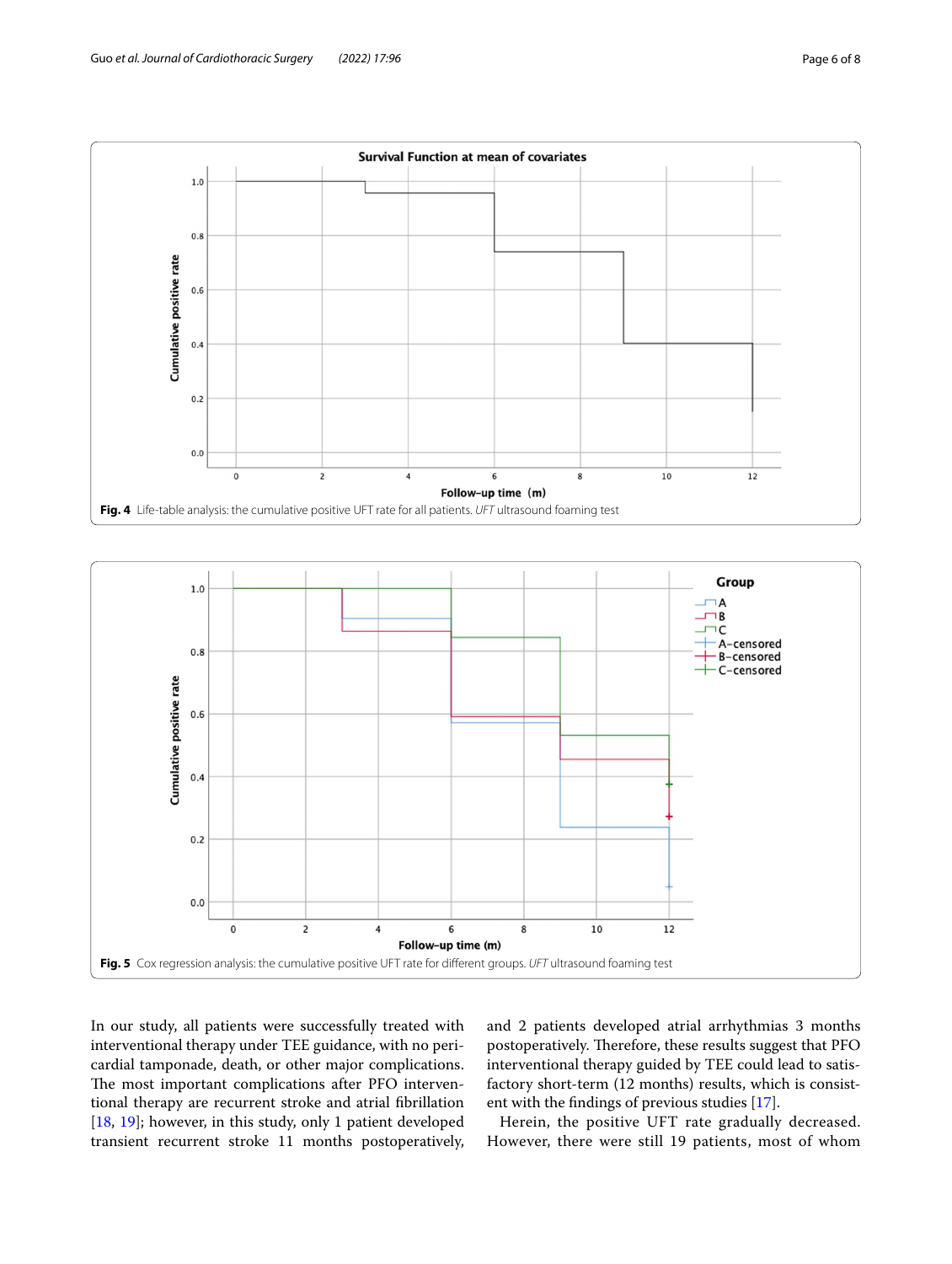**Fig. 4** Life-table analysis: the cumulative positive UFT rate for all patients. *UFT* ultrasound foaming test

**Fig. 5** Cox regression analysis: the cumulative positive UFT rate for different groups. *UFT* ultrasound foaming test

In our study, all patients were successfully treated with interventional therapy under TEE guidance, with no pericardial tamponade, death, or other major complications. The most important complications after PFO interventional therapy are recurrent stroke and atrial fibrillation [18, 19]; however, in this study, only 1 patient developed transient recurrent stroke 11 months postoperatively, and 2 patients developed atrial arrhythmias 3 months postoperatively. Therefore, these results suggest that PFO interventional therapy guided by TEE could lead to satisfactory short-term (12 months) results, which is consistent with the findings of previous studies [17].

Herein, the positive UFT rate gradually decreased. However, there were still 19 patients, most of whom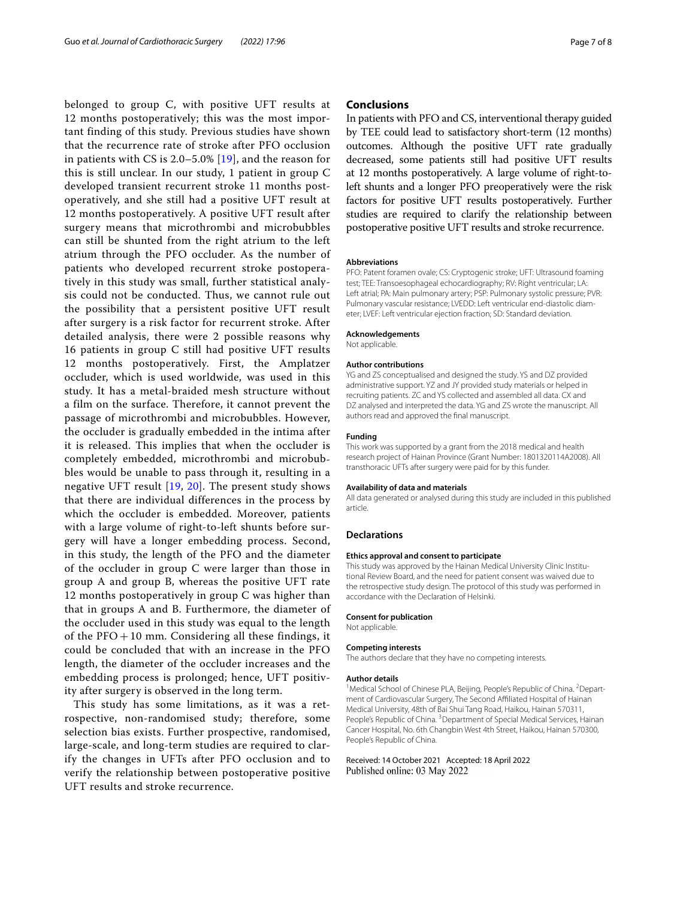belonged to group C, with positive UFT results at 12 months postoperatively; this was the most important finding of this study. Previous studies have shown that the recurrence rate of stroke after PFO occlusion in patients with CS is 2.0–5.0% [19], and the reason for this is still unclear. In our study, 1 patient in group C developed transient recurrent stroke 11 months postoperatively, and she still had a positive UFT result at 12 months postoperatively. A positive UFT result after surgery means that microthrombi and microbubbles can still be shunted from the right atrium to the left atrium through the PFO occluder. As the number of patients who developed recurrent stroke postoperatively in this study was small, further statistical analysis could not be conducted. Thus, we cannot rule out the possibility that a persistent positive UFT result after surgery is a risk factor for recurrent stroke. After detailed analysis, there were 2 possible reasons why 16 patients in group C still had positive UFT results 12 months postoperatively. First, the Amplatzer occluder, which is used worldwide, was used in this study. It has a metal-braided mesh structure without a film on the surface. Therefore, it cannot prevent the passage of microthrombi and microbubbles. However, the occluder is gradually embedded in the intima after it is released. This implies that when the occluder is completely embedded, microthrombi and microbubbles would be unable to pass through it, resulting in a negative UFT result [19, 20]. The present study shows that there are individual differences in the process by which the occluder is embedded. Moreover, patients with a large volume of right-to-left shunts before surgery will have a longer embedding process. Second, in this study, the length of the PFO and the diameter of the occluder in group C were larger than those in group A and group B, whereas the positive UFT rate 12 months postoperatively in group C was higher than that in groups A and B. Furthermore, the diameter of the occluder used in this study was equal to the length of the PFO + 10 mm. Considering all these findings, it could be concluded that with an increase in the PFO length, the diameter of the occluder increases and the embedding process is prolonged; hence, UFT positivity after surgery is observed in the long term.

This study has some limitations, as it was a retrospective, non-randomised study; therefore, some selection bias exists. Further prospective, randomised, large-scale, and long-term studies are required to clarify the changes in UFTs after PFO occlusion and to verify the relationship between postoperative positive UFT results and stroke recurrence.

## Conclusions

In patients with PFO and CS, interventional therapy guided by TEE could lead to satisfactory short-term (12 months) outcomes. Although the positive UFT rate gradually decreased, some patients still had positive UFT results at 12 months postoperatively. A large volume of right-to-left shunts and a longer PFO preoperatively were the risk factors for positive UFT results postoperatively. Further studies are required to clarify the relationship between postoperative positive UFT results and stroke recurrence.

#### Abbreviations

PFO: Patent foramen ovale; CS: Cryptogenic stroke; UFT: Ultrasound foaming test; TEE: Transoesophageal echocardiography; RV: Right ventricular; LA: Left atrial; PA: Main pulmonary artery; PSP: Pulmonary systolic pressure; PVR: Pulmonary vascular resistance; LVEDD: Left ventricular end-diastolic diameter; LVEF: Left ventricular ejection fraction; SD: Standard deviation.

#### Acknowledgements

Not applicable.

#### Author contributions

YG and ZS conceptualised and designed the study. YS and DZ provided administrative support. YZ and JY provided study materials or helped in recruiting patients. ZC and YS collected and assembled all data. CX and DZ analysed and interpreted the data. YG and ZS wrote the manuscript. All authors read and approved the final manuscript.

#### Funding

This work was supported by a grant from the 2018 medical and health research project of Hainan Province (Grant Number: 1801320114A2008). All transthoracic UFTs after surgery were paid for by this funder.

#### Availability of data and materials

All data generated or analysed during this study are included in this published article.

### Declarations

#### Ethics approval and consent to participate

This study was approved by the Hainan Medical University Clinic Institutional Review Board, and the need for patient consent was waived due to the retrospective study design. The protocol of this study was performed in accordance with the Declaration of Helsinki.

#### Consent for publication

Not applicable.

#### Competing interests

The authors declare that they have no competing interests.

#### Author details

[1] Medical School of Chinese PLA, Beijing, People's Republic of China. [2] Department of Cardiovascular Surgery, The Second Affiliated Hospital of Hainan Medical University, 48th of Bai Shui Tang Road, Haikou, Hainan 570311, People's Republic of China. [3] Department of Special Medical Services, Hainan Cancer Hospital, No. 6th Changbin West 4th Street, Haikou, Hainan 570300, People's Republic of China.

Received: 14 October 2021 Accepted: 18 April 2022
Published online: 03 May 2022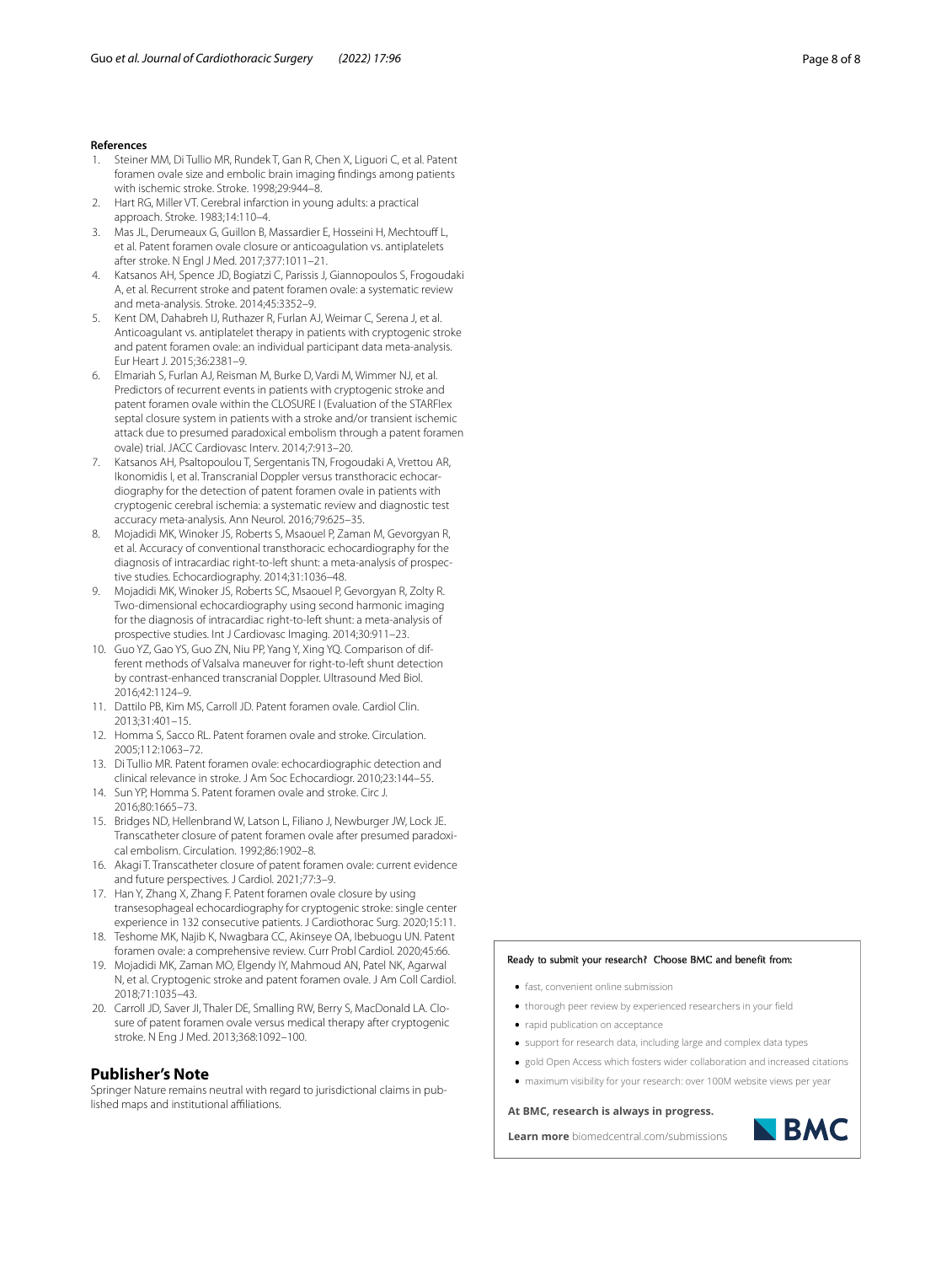### References

1. Steiner MM, Di Tullio MR, Rundek T, Gan R, Chen X, Liguori C, et al. Patent foramen ovale size and embolic brain imaging findings among patients with ischemic stroke. Stroke. 1998;29:944–8.
2. Hart RG, Miller VT. Cerebral infarction in young adults: a practical approach. Stroke. 1983;14:110–4.
3. Mas JL, Derumeaux G, Guillon B, Massardier E, Hosseini H, Mechtouff L, et al. Patent foramen ovale closure or anticoagulation vs. antiplatelets after stroke. N Engl J Med. 2017;377:1011–21.
4. Katsanos AH, Spence JD, Bogiatzi C, Parissis J, Giannopoulos S, Frogoudaki A, et al. Recurrent stroke and patent foramen ovale: a systematic review and meta-analysis. Stroke. 2014;45:3352–9.
5. Kent DM, Dahabreh IJ, Ruthazer R, Furlan AJ, Weimar C, Serena J, et al. Anticoagulant vs. antiplatelet therapy in patients with cryptogenic stroke and patent foramen ovale: an individual participant data meta-analysis. Eur Heart J. 2015;36:2381–9.
6. Elmariah S, Furlan AJ, Reisman M, Burke D, Vardi M, Wimmer NJ, et al. Predictors of recurrent events in patients with cryptogenic stroke and patent foramen ovale within the CLOSURE I (Evaluation of the STARFlex septal closure system in patients with a stroke and/or transient ischemic attack due to presumed paradoxical embolism through a patent foramen ovale) trial. JACC Cardiovasc Interv. 2014;7:913–20.
7. Katsanos AH, Psaltopoulou T, Sergentanis TN, Frogoudaki A, Vrettou AR, Ikonomidis I, et al. Transcranial Doppler versus transthoracic echocardiography for the detection of patent foramen ovale in patients with cryptogenic cerebral ischemia: a systematic review and diagnostic test accuracy meta-analysis. Ann Neurol. 2016;79:625–35.
8. Mojadidi MK, Winoker JS, Roberts S, Msaouel P, Zaman M, Gevorgyan R, et al. Accuracy of conventional transthoracic echocardiography for the diagnosis of intracardiac right-to-left shunt: a meta-analysis of prospective studies. Echocardiography. 2014;31:1036–48.
9. Mojadidi MK, Winoker JS, Roberts SC, Msaouel P, Gevorgyan R, Zolty R. Two-dimensional echocardiography using second harmonic imaging for the diagnosis of intracardiac right-to-left shunt: a meta-analysis of prospective studies. Int J Cardiovasc Imaging. 2014;30:911–23.
10. Guo YZ, Gao YS, Guo ZN, Niu PP, Yang Y, Xing YQ. Comparison of different methods of Valsalva maneuver for right-to-left shunt detection by contrast-enhanced transcranial Doppler. Ultrasound Med Biol. 2016;42:1124–9.
11. Dattilo PB, Kim MS, Carroll JD. Patent foramen ovale. Cardiol Clin. 2013;31:401–15.
12. Homma S, Sacco RL. Patent foramen ovale and stroke. Circulation. 2005;112:1063–72.
13. Di Tullio MR. Patent foramen ovale: echocardiographic detection and clinical relevance in stroke. J Am Soc Echocardiogr. 2010;23:144–55.
14. Sun YP, Homma S. Patent foramen ovale and stroke. Circ J. 2016;80:1665–73.
15. Bridges ND, Hellenbrand W, Latson L, Filiano J, Newburger JW, Lock JE. Transcatheter closure of patent foramen ovale after presumed paradoxical embolism. Circulation. 1992;86:1902–8.
16. Akagi T. Transcatheter closure of patent foramen ovale: current evidence and future perspectives. J Cardiol. 2021;77:3–9.
17. Han Y, Zhang X, Zhang F. Patent foramen ovale closure by using transesophageal echocardiography for cryptogenic stroke: single center experience in 132 consecutive patients. J Cardiothorac Surg. 2020;15:11.
18. Teshome MK, Najib K, Nwagbara CC, Akinseye OA, Ibebuogu UN. Patent foramen ovale: a comprehensive review. Curr Probl Cardiol. 2020;45:66.
19. Mojadidi MK, Zaman MO, Elgendy IY, Mahmoud AN, Patel NK, Agarwal N, et al. Cryptogenic stroke and patent foramen ovale. J Am Coll Cardiol. 2018;71:1035–43.
20. Carroll JD, Saver JL, Thaler DE, Smalling RW, Berry S, MacDonald LA. Closure of patent foramen ovale versus medical therapy after cryptogenic stroke. N Eng J Med. 2013;368:1092–100.

## Publisher's Note

Springer Nature remains neutral with regard to jurisdictional claims in published maps and institutional affiliations.

Ready to submit your research? Choose BMC and benefit from:

- fast, convenient online submission
- thorough peer review by experienced researchers in your field
- rapid publication on acceptance
- support for research data, including large and complex data types
- gold Open Access which fosters wider collaboration and increased citations
- maximum visibility for your research: over 100M website views per year

**At BMC, research is always in progress.**

**Learn more** biomedcentral.com/submissions

BMC